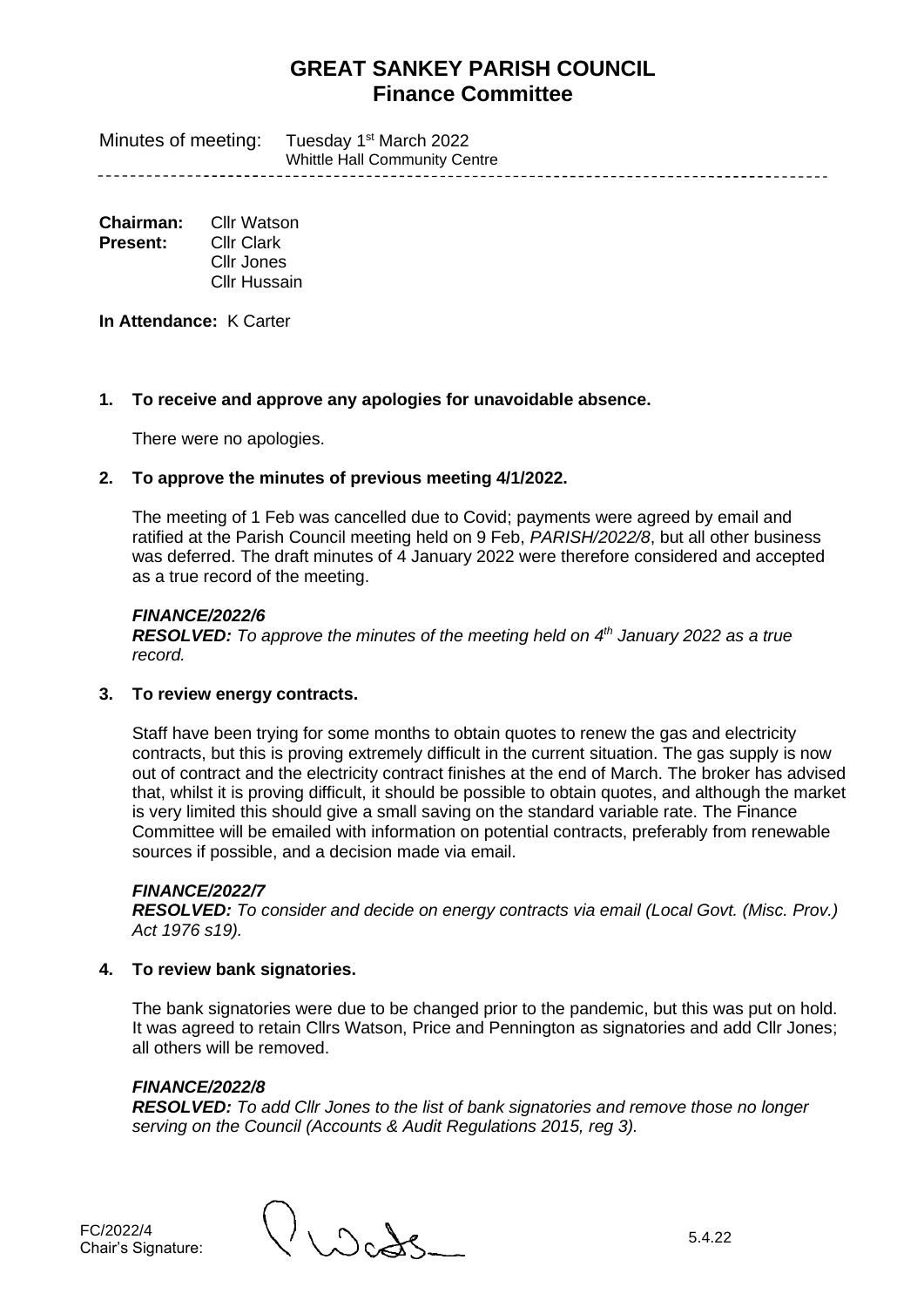# GREAT SANKEY PARISH COUNCIL
## Finance Committee

Minutes of meeting: Tuesday 1st March 2022
Whittle Hall Community Centre

---

**Chairman:** Cllr Watson
**Present:** Cllr Clark
Cllr Jones
Cllr Hussain

**In Attendance:** K Carter

**1. To receive and approve any apologies for unavoidable absence.**

There were no apologies.

**2. To approve the minutes of previous meeting 4/1/2022.**

The meeting of 1 Feb was cancelled due to Covid; payments were agreed by email and ratified at the Parish Council meeting held on 9 Feb, *PARISH/2022/8*, but all other business was deferred. The draft minutes of 4 January 2022 were therefore considered and accepted as a true record of the meeting.

***FINANCE/2022/6***
***RESOLVED:*** *To approve the minutes of the meeting held on 4th January 2022 as a true record.*

**3. To review energy contracts.**

Staff have been trying for some months to obtain quotes to renew the gas and electricity contracts, but this is proving extremely difficult in the current situation. The gas supply is now out of contract and the electricity contract finishes at the end of March. The broker has advised that, whilst it is proving difficult, it should be possible to obtain quotes, and although the market is very limited this should give a small saving on the standard variable rate. The Finance Committee will be emailed with information on potential contracts, preferably from renewable sources if possible, and a decision made via email.

***FINANCE/2022/7***
***RESOLVED:*** *To consider and decide on energy contracts via email (Local Govt. (Misc. Prov.) Act 1976 s19).*

**4. To review bank signatories.**

The bank signatories were due to be changed prior to the pandemic, but this was put on hold. It was agreed to retain Cllrs Watson, Price and Pennington as signatories and add Cllr Jones; all others will be removed.

***FINANCE/2022/8***
***RESOLVED:*** *To add Cllr Jones to the list of bank signatories and remove those no longer serving on the Council (Accounts & Audit Regulations 2015, reg 3).*

FC/2022/4
Chair's Signature: 5.4.22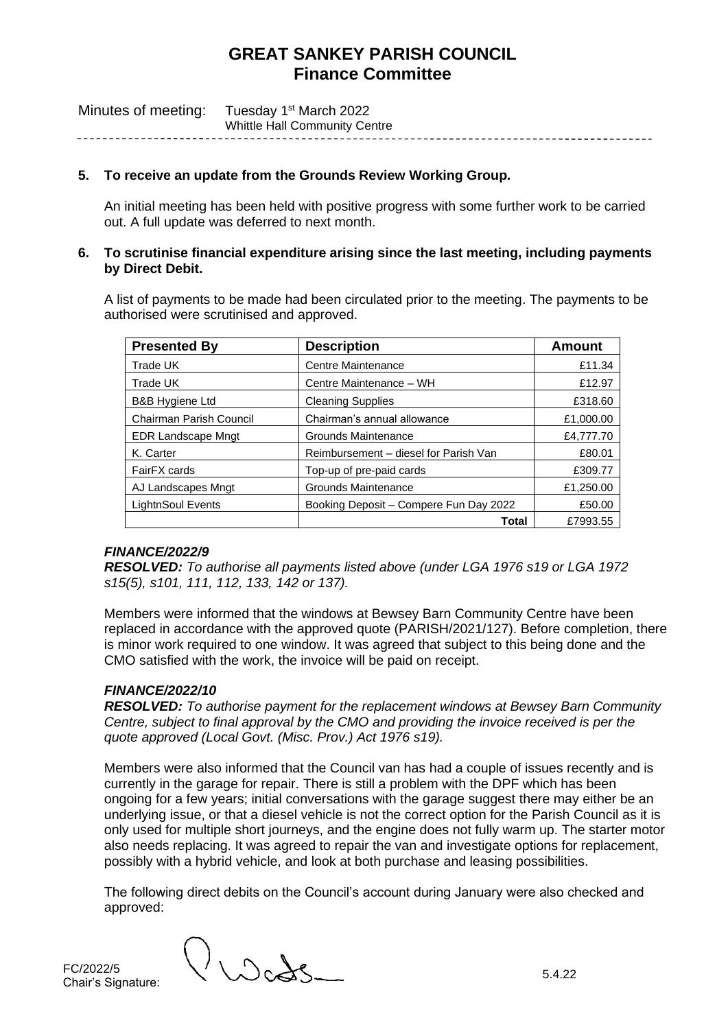# GREAT SANKEY PARISH COUNCIL
## Finance Committee

Minutes of meeting: Tuesday 1st March 2022
Whittle Hall Community Centre

**5. To receive an update from the Grounds Review Working Group.**

An initial meeting has been held with positive progress with some further work to be carried out. A full update was deferred to next month.

**6. To scrutinise financial expenditure arising since the last meeting, including payments by Direct Debit.**

A list of payments to be made had been circulated prior to the meeting. The payments to be authorised were scrutinised and approved.

| Presented By | Description | Amount |
|---|---|---|
| Trade UK | Centre Maintenance | £11.34 |
| Trade UK | Centre Maintenance – WH | £12.97 |
| B&B Hygiene Ltd | Cleaning Supplies | £318.60 |
| Chairman Parish Council | Chairman's annual allowance | £1,000.00 |
| EDR Landscape Mngt | Grounds Maintenance | £4,777.70 |
| K. Carter | Reimbursement – diesel for Parish Van | £80.01 |
| FairFX cards | Top-up of pre-paid cards | £309.77 |
| AJ Landscapes Mngt | Grounds Maintenance | £1,250.00 |
| LightnSoul Events | Booking Deposit – Compere Fun Day 2022 | £50.00 |
| | **Total** | £7993.55 |

***FINANCE/2022/9***
***RESOLVED:*** *To authorise all payments listed above (under LGA 1976 s19 or LGA 1972 s15(5), s101, 111, 112, 133, 142 or 137).*

Members were informed that the windows at Bewsey Barn Community Centre have been replaced in accordance with the approved quote (PARISH/2021/127). Before completion, there is minor work required to one window. It was agreed that subject to this being done and the CMO satisfied with the work, the invoice will be paid on receipt.

***FINANCE/2022/10***
***RESOLVED:*** *To authorise payment for the replacement windows at Bewsey Barn Community Centre, subject to final approval by the CMO and providing the invoice received is per the quote approved (Local Govt. (Misc. Prov.) Act 1976 s19).*

Members were also informed that the Council van has had a couple of issues recently and is currently in the garage for repair. There is still a problem with the DPF which has been ongoing for a few years; initial conversations with the garage suggest there may either be an underlying issue, or that a diesel vehicle is not the correct option for the Parish Council as it is only used for multiple short journeys, and the engine does not fully warm up. The starter motor also needs replacing. It was agreed to repair the van and investigate options for replacement, possibly with a hybrid vehicle, and look at both purchase and leasing possibilities.

The following direct debits on the Council's account during January were also checked and approved:

FC/2022/5
Chair's Signature: 5.4.22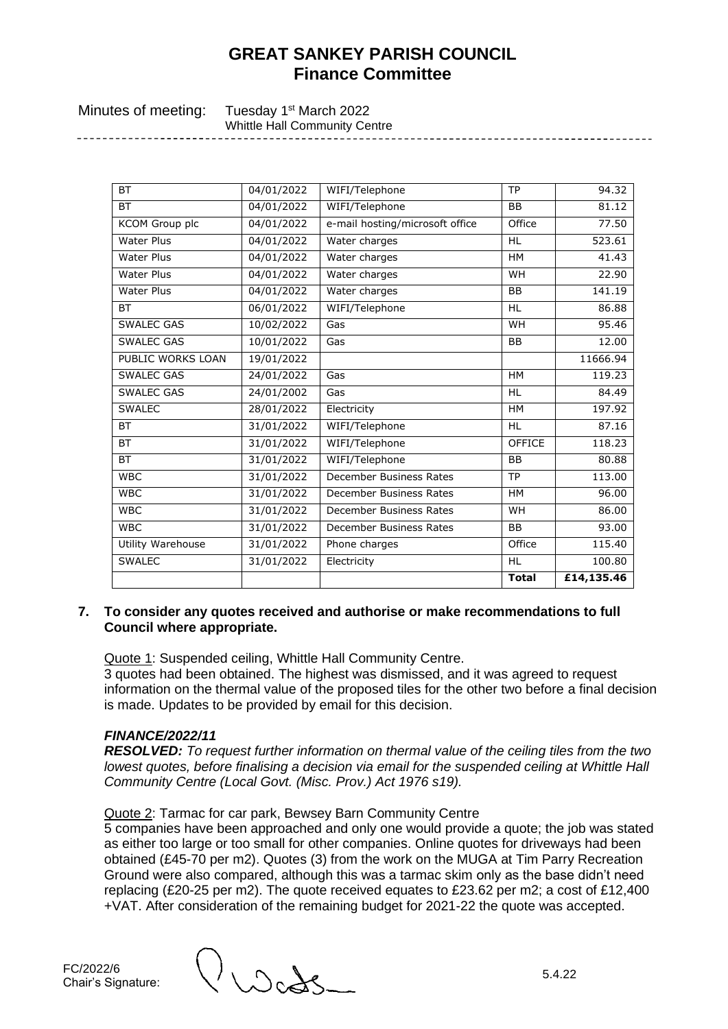# GREAT SANKEY PARISH COUNCIL
## Finance Committee

Minutes of meeting: Tuesday 1st March 2022
Whittle Hall Community Centre

| | | | | |
|---|---|---|---|---|
| BT | 04/01/2022 | WIFI/Telephone | TP | 94.32 |
| BT | 04/01/2022 | WIFI/Telephone | BB | 81.12 |
| KCOM Group plc | 04/01/2022 | e-mail hosting/microsoft office | Office | 77.50 |
| Water Plus | 04/01/2022 | Water charges | HL | 523.61 |
| Water Plus | 04/01/2022 | Water charges | HM | 41.43 |
| Water Plus | 04/01/2022 | Water charges | WH | 22.90 |
| Water Plus | 04/01/2022 | Water charges | BB | 141.19 |
| BT | 06/01/2022 | WIFI/Telephone | HL | 86.88 |
| SWALEC GAS | 10/02/2022 | Gas | WH | 95.46 |
| SWALEC GAS | 10/01/2022 | Gas | BB | 12.00 |
| PUBLIC WORKS LOAN | 19/01/2022 | | | 11666.94 |
| SWALEC GAS | 24/01/2022 | Gas | HM | 119.23 |
| SWALEC GAS | 24/01/2002 | Gas | HL | 84.49 |
| SWALEC | 28/01/2022 | Electricity | HM | 197.92 |
| BT | 31/01/2022 | WIFI/Telephone | HL | 87.16 |
| BT | 31/01/2022 | WIFI/Telephone | OFFICE | 118.23 |
| BT | 31/01/2022 | WIFI/Telephone | BB | 80.88 |
| WBC | 31/01/2022 | December Business Rates | TP | 113.00 |
| WBC | 31/01/2022 | December Business Rates | HM | 96.00 |
| WBC | 31/01/2022 | December Business Rates | WH | 86.00 |
| WBC | 31/01/2022 | December Business Rates | BB | 93.00 |
| Utility Warehouse | 31/01/2022 | Phone charges | Office | 115.40 |
| SWALEC | 31/01/2022 | Electricity | HL | 100.80 |
| | | | **Total** | **£14,135.46** |

**7. To consider any quotes received and authorise or make recommendations to full Council where appropriate.**

Quote 1: Suspended ceiling, Whittle Hall Community Centre.
3 quotes had been obtained. The highest was dismissed, and it was agreed to request information on the thermal value of the proposed tiles for the other two before a final decision is made. Updates to be provided by email for this decision.

***FINANCE/2022/11***
***RESOLVED:*** *To request further information on thermal value of the ceiling tiles from the two lowest quotes, before finalising a decision via email for the suspended ceiling at Whittle Hall Community Centre (Local Govt. (Misc. Prov.) Act 1976 s19).*

Quote 2: Tarmac for car park, Bewsey Barn Community Centre
5 companies have been approached and only one would provide a quote; the job was stated as either too large or too small for other companies. Online quotes for driveways had been obtained (£45-70 per m2). Quotes (3) from the work on the MUGA at Tim Parry Recreation Ground were also compared, although this was a tarmac skim only as the base didn't need replacing (£20-25 per m2). The quote received equates to £23.62 per m2; a cost of £12,400 +VAT. After consideration of the remaining budget for 2021-22 the quote was accepted.

FC/2022/6
Chair's Signature: 5.4.22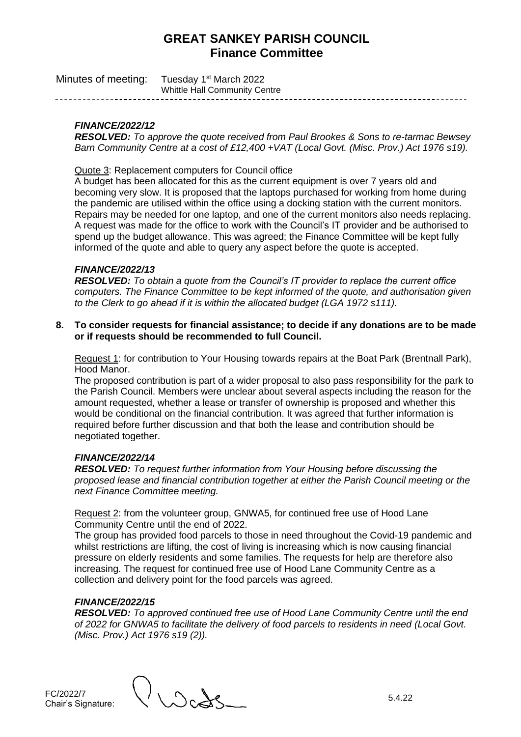# GREAT SANKEY PARISH COUNCIL
## Finance Committee

Minutes of meeting: Tuesday 1st March 2022
Whittle Hall Community Centre

---

***FINANCE/2022/12***
***RESOLVED:*** *To approve the quote received from Paul Brookes & Sons to re-tarmac Bewsey Barn Community Centre at a cost of £12,400 +VAT (Local Govt. (Misc. Prov.) Act 1976 s19).*

Quote 3: Replacement computers for Council office

A budget has been allocated for this as the current equipment is over 7 years old and becoming very slow. It is proposed that the laptops purchased for working from home during the pandemic are utilised within the office using a docking station with the current monitors. Repairs may be needed for one laptop, and one of the current monitors also needs replacing. A request was made for the office to work with the Council's IT provider and be authorised to spend up the budget allowance. This was agreed; the Finance Committee will be kept fully informed of the quote and able to query any aspect before the quote is accepted.

***FINANCE/2022/13***
***RESOLVED:*** *To obtain a quote from the Council's IT provider to replace the current office computers. The Finance Committee to be kept informed of the quote, and authorisation given to the Clerk to go ahead if it is within the allocated budget (LGA 1972 s111).*

**8. To consider requests for financial assistance; to decide if any donations are to be made or if requests should be recommended to full Council.**

Request 1: for contribution to Your Housing towards repairs at the Boat Park (Brentnall Park), Hood Manor.

The proposed contribution is part of a wider proposal to also pass responsibility for the park to the Parish Council. Members were unclear about several aspects including the reason for the amount requested, whether a lease or transfer of ownership is proposed and whether this would be conditional on the financial contribution. It was agreed that further information is required before further discussion and that both the lease and contribution should be negotiated together.

***FINANCE/2022/14***
***RESOLVED:*** *To request further information from Your Housing before discussing the proposed lease and financial contribution together at either the Parish Council meeting or the next Finance Committee meeting.*

Request 2: from the volunteer group, GNWA5, for continued free use of Hood Lane Community Centre until the end of 2022.

The group has provided food parcels to those in need throughout the Covid-19 pandemic and whilst restrictions are lifting, the cost of living is increasing which is now causing financial pressure on elderly residents and some families. The requests for help are therefore also increasing. The request for continued free use of Hood Lane Community Centre as a collection and delivery point for the food parcels was agreed.

***FINANCE/2022/15***
***RESOLVED:*** *To approved continued free use of Hood Lane Community Centre until the end of 2022 for GNWA5 to facilitate the delivery of food parcels to residents in need (Local Govt. (Misc. Prov.) Act 1976 s19 (2)).*

FC/2022/7
Chair's Signature: 5.4.22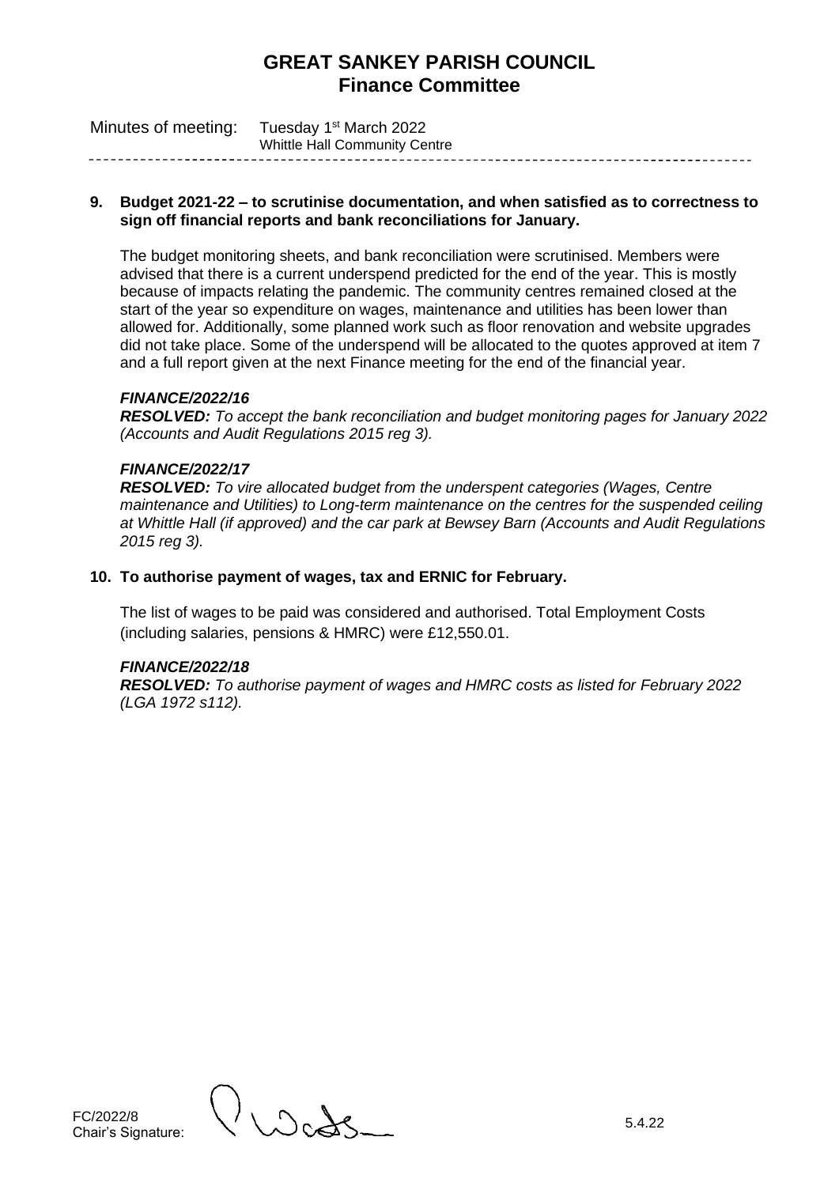# GREAT SANKEY PARISH COUNCIL
## Finance Committee

Minutes of meeting: Tuesday 1st March 2022
Whittle Hall Community Centre

**9. Budget 2021-22 – to scrutinise documentation, and when satisfied as to correctness to sign off financial reports and bank reconciliations for January.**

The budget monitoring sheets, and bank reconciliation were scrutinised. Members were advised that there is a current underspend predicted for the end of the year. This is mostly because of impacts relating the pandemic. The community centres remained closed at the start of the year so expenditure on wages, maintenance and utilities has been lower than allowed for. Additionally, some planned work such as floor renovation and website upgrades did not take place. Some of the underspend will be allocated to the quotes approved at item 7 and a full report given at the next Finance meeting for the end of the financial year.

***FINANCE/2022/16***
***RESOLVED:*** *To accept the bank reconciliation and budget monitoring pages for January 2022 (Accounts and Audit Regulations 2015 reg 3).*

***FINANCE/2022/17***
***RESOLVED:*** *To vire allocated budget from the underspent categories (Wages, Centre maintenance and Utilities) to Long-term maintenance on the centres for the suspended ceiling at Whittle Hall (if approved) and the car park at Bewsey Barn (Accounts and Audit Regulations 2015 reg 3).*

**10. To authorise payment of wages, tax and ERNIC for February.**

The list of wages to be paid was considered and authorised. Total Employment Costs (including salaries, pensions & HMRC) were £12,550.01.

***FINANCE/2022/18***
***RESOLVED:*** *To authorise payment of wages and HMRC costs as listed for February 2022 (LGA 1972 s112).*

FC/2022/8
Chair's Signature: 5.4.22